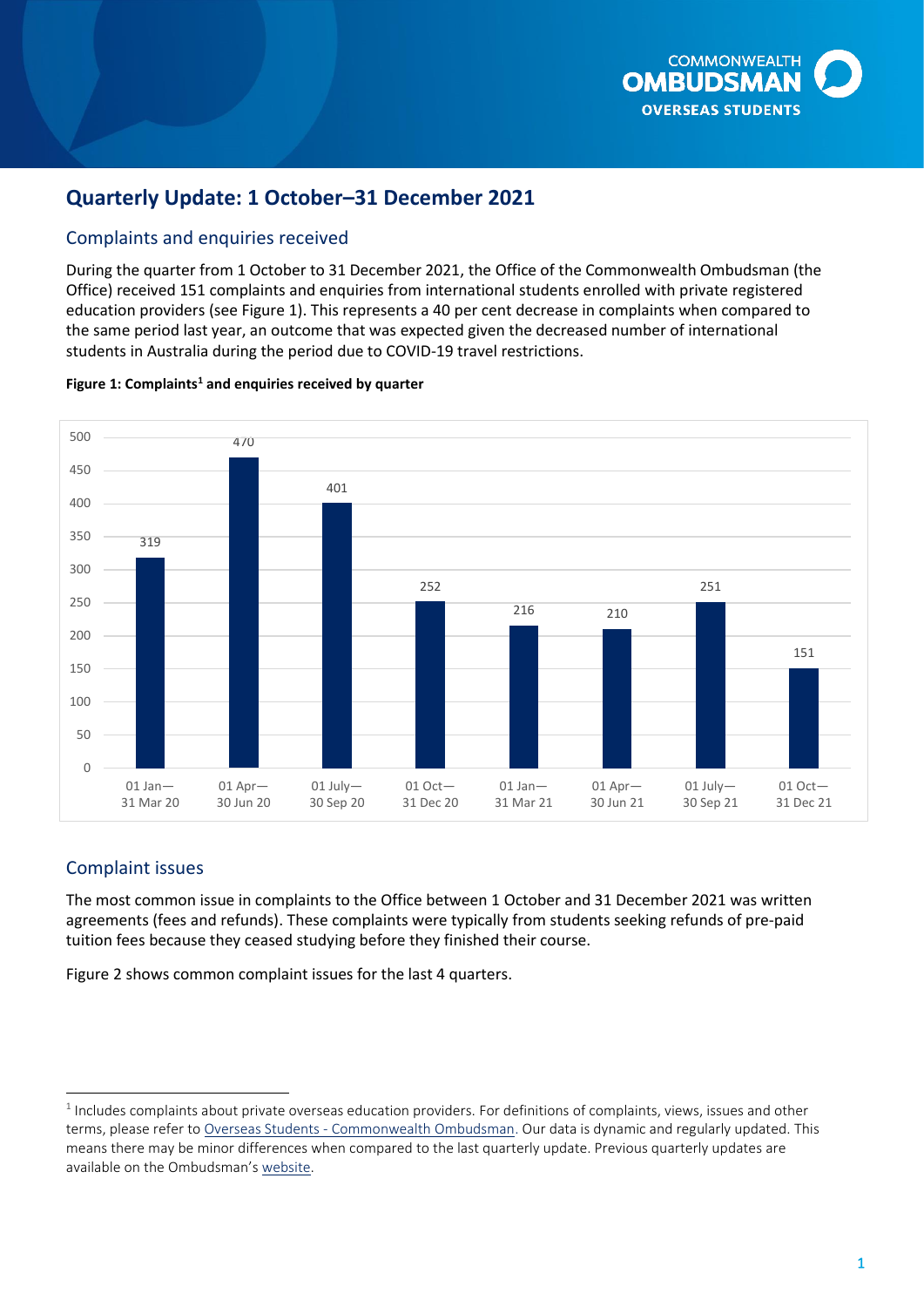# Quarterly Update: 1 October–31 December 2021

## Complaints and enquiries received

During the quarter from 1 October to 31 December 2021, the Office of the Commonwealth Ombudsman (the Office) received 151 complaints and enquiries from international students enrolled with private registered education providers (see Figure 1). This represents a 40 per cent decrease in complaints when compared to the same period last year, an outcome that was expected given the decreased number of international students in Australia during the period due to COVID-19 travel restrictions.

**Figure 1: Complaints[1] and enquiries received by quarter**

| Quarter | Complaints and enquiries |
|---|---|
| 01 Jan—31 Mar 20 | 319 |
| 01 Apr—30 Jun 20 | 470 |
| 01 July—30 Sep 20 | 401 |
| 01 Oct—31 Dec 20 | 252 |
| 01 Jan—31 Mar 21 | 216 |
| 01 Apr—30 Jun 21 | 210 |
| 01 July—30 Sep 21 | 251 |
| 01 Oct—31 Dec 21 | 151 |

## Complaint issues

The most common issue in complaints to the Office between 1 October and 31 December 2021 was written agreements (fees and refunds). These complaints were typically from students seeking refunds of pre-paid tuition fees because they ceased studying before they finished their course.

Figure 2 shows common complaint issues for the last 4 quarters.

---

[1] Includes complaints about private overseas education providers. For definitions of complaints, views, issues and other terms, please refer to Overseas Students - Commonwealth Ombudsman. Our data is dynamic and regularly updated. This means there may be minor differences when compared to the last quarterly update. Previous quarterly updates are available on the Ombudsman's website.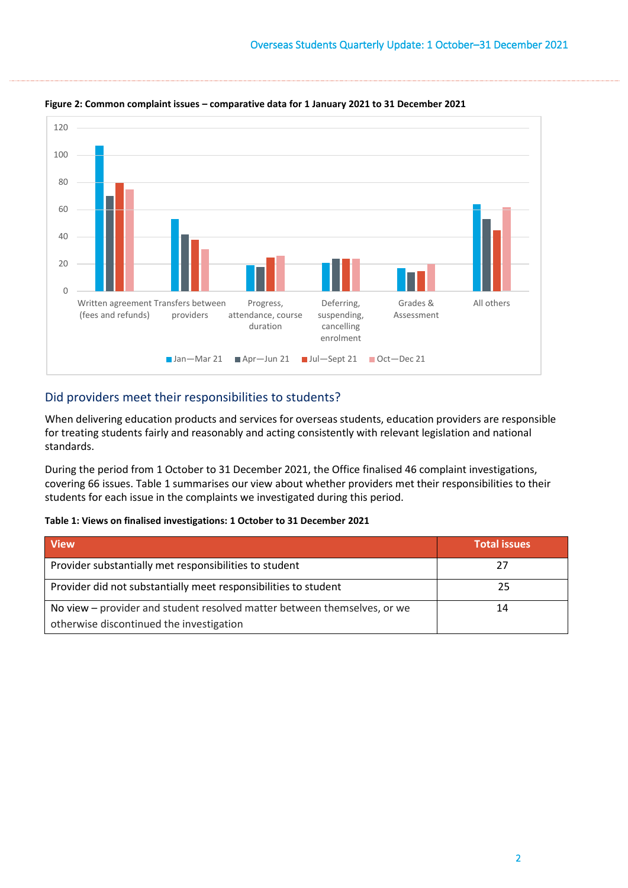**Figure 2: Common complaint issues – comparative data for 1 January 2021 to 31 December 2021**

## Did providers meet their responsibilities to students?

When delivering education products and services for overseas students, education providers are responsible for treating students fairly and reasonably and acting consistently with relevant legislation and national standards.

During the period from 1 October to 31 December 2021, the Office finalised 46 complaint investigations, covering 66 issues. Table 1 summarises our view about whether providers met their responsibilities to their students for each issue in the complaints we investigated during this period.

**Table 1: Views on finalised investigations: 1 October to 31 December 2021**

| View | Total issues |
| --- | --- |
| Provider substantially met responsibilities to student | 27 |
| Provider did not substantially meet responsibilities to student | 25 |
| No view – provider and student resolved matter between themselves, or we otherwise discontinued the investigation | 14 |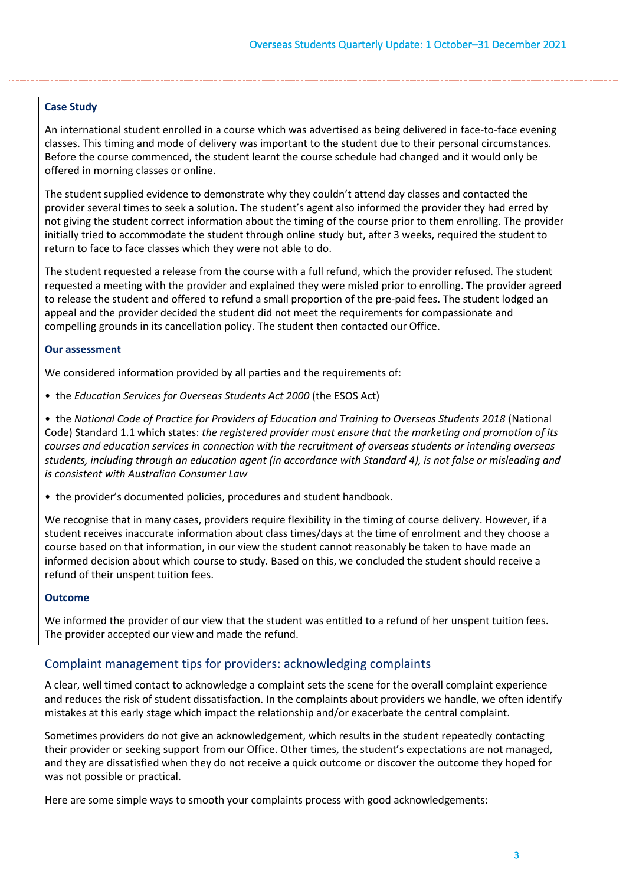### Case Study

An international student enrolled in a course which was advertised as being delivered in face-to-face evening classes. This timing and mode of delivery was important to the student due to their personal circumstances. Before the course commenced, the student learnt the course schedule had changed and it would only be offered in morning classes or online.

The student supplied evidence to demonstrate why they couldn't attend day classes and contacted the provider several times to seek a solution. The student's agent also informed the provider they had erred by not giving the student correct information about the timing of the course prior to them enrolling. The provider initially tried to accommodate the student through online study but, after 3 weeks, required the student to return to face to face classes which they were not able to do.

The student requested a release from the course with a full refund, which the provider refused. The student requested a meeting with the provider and explained they were misled prior to enrolling. The provider agreed to release the student and offered to refund a small proportion of the pre-paid fees. The student lodged an appeal and the provider decided the student did not meet the requirements for compassionate and compelling grounds in its cancellation policy. The student then contacted our Office.

#### Our assessment

We considered information provided by all parties and the requirements of:

- the *Education Services for Overseas Students Act 2000* (the ESOS Act)
- the *National Code of Practice for Providers of Education and Training to Overseas Students 2018* (National Code) Standard 1.1 which states: *the registered provider must ensure that the marketing and promotion of its courses and education services in connection with the recruitment of overseas students or intending overseas students, including through an education agent (in accordance with Standard 4), is not false or misleading and is consistent with Australian Consumer Law*
- the provider's documented policies, procedures and student handbook.

We recognise that in many cases, providers require flexibility in the timing of course delivery. However, if a student receives inaccurate information about class times/days at the time of enrolment and they choose a course based on that information, in our view the student cannot reasonably be taken to have made an informed decision about which course to study. Based on this, we concluded the student should receive a refund of their unspent tuition fees.

#### Outcome

We informed the provider of our view that the student was entitled to a refund of her unspent tuition fees. The provider accepted our view and made the refund.

## Complaint management tips for providers: acknowledging complaints

A clear, well timed contact to acknowledge a complaint sets the scene for the overall complaint experience and reduces the risk of student dissatisfaction. In the complaints about providers we handle, we often identify mistakes at this early stage which impact the relationship and/or exacerbate the central complaint.

Sometimes providers do not give an acknowledgement, which results in the student repeatedly contacting their provider or seeking support from our Office. Other times, the student's expectations are not managed, and they are dissatisfied when they do not receive a quick outcome or discover the outcome they hoped for was not possible or practical.

Here are some simple ways to smooth your complaints process with good acknowledgements: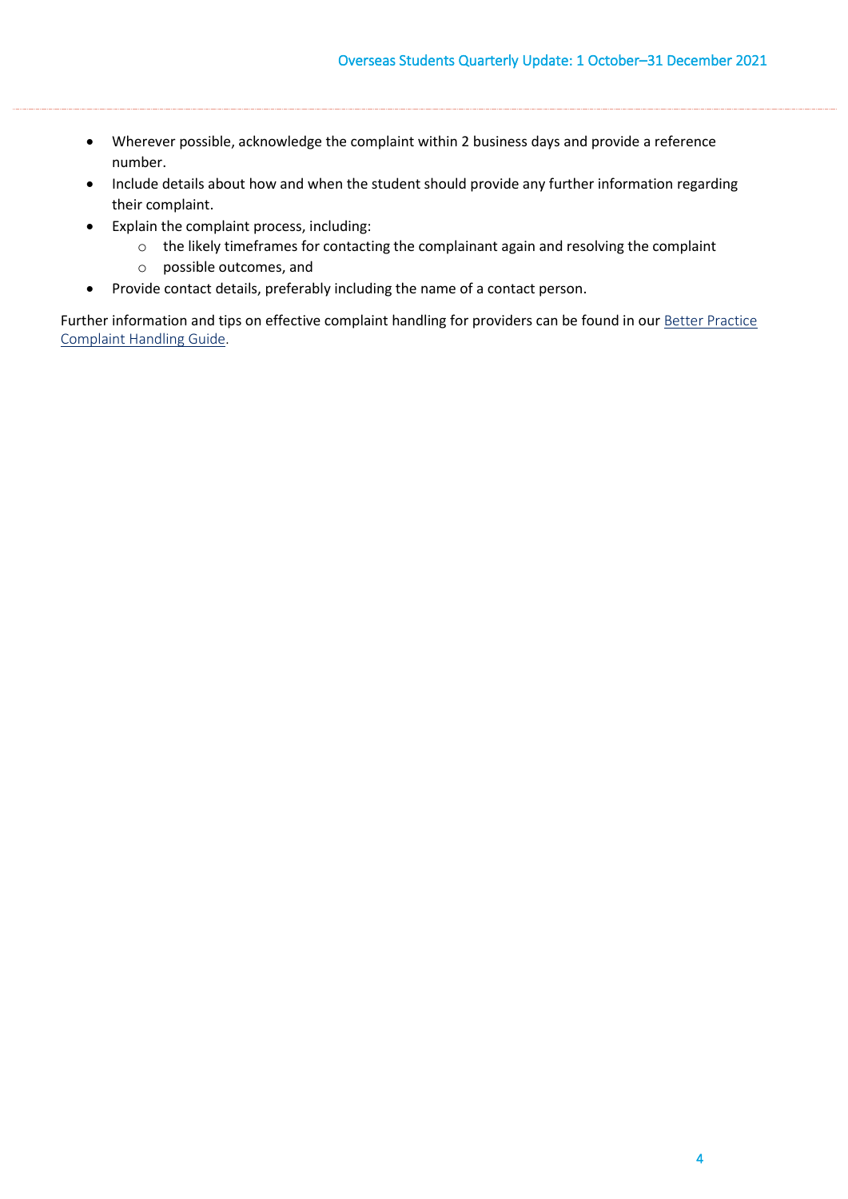- Wherever possible, acknowledge the complaint within 2 business days and provide a reference number.
- Include details about how and when the student should provide any further information regarding their complaint.
- Explain the complaint process, including:
    - the likely timeframes for contacting the complainant again and resolving the complaint
    - possible outcomes, and
- Provide contact details, preferably including the name of a contact person.

Further information and tips on effective complaint handling for providers can be found in our Better Practice Complaint Handling Guide.